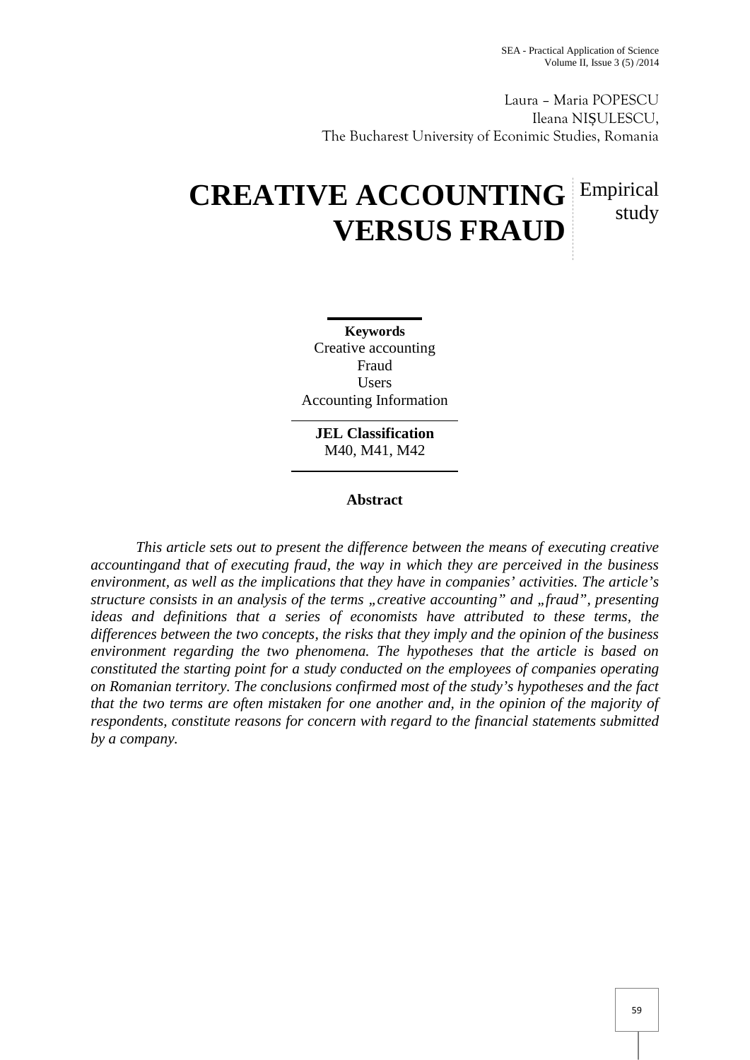Laura – Maria POPESCU
Ileana NIȘULESCU,
The Bucharest University of Econimic Studies, Romania

# CREATIVE ACCOUNTING VERSUS FRAUD

Empirical study

**Keywords**
Creative accounting
Fraud
Users
Accounting Information

**JEL Classification**
M40, M41, M42

## Abstract

*This article sets out to present the difference between the means of executing creative accountingand that of executing fraud, the way in which they are perceived in the business environment, as well as the implications that they have in companies' activities. The article's structure consists in an analysis of the terms „creative accounting" and „fraud", presenting ideas and definitions that a series of economists have attributed to these terms, the differences between the two concepts, the risks that they imply and the opinion of the business environment regarding the two phenomena. The hypotheses that the article is based on constituted the starting point for a study conducted on the employees of companies operating on Romanian territory. The conclusions confirmed most of the study's hypotheses and the fact that the two terms are often mistaken for one another and, in the opinion of the majority of respondents, constitute reasons for concern with regard to the financial statements submitted by a company.*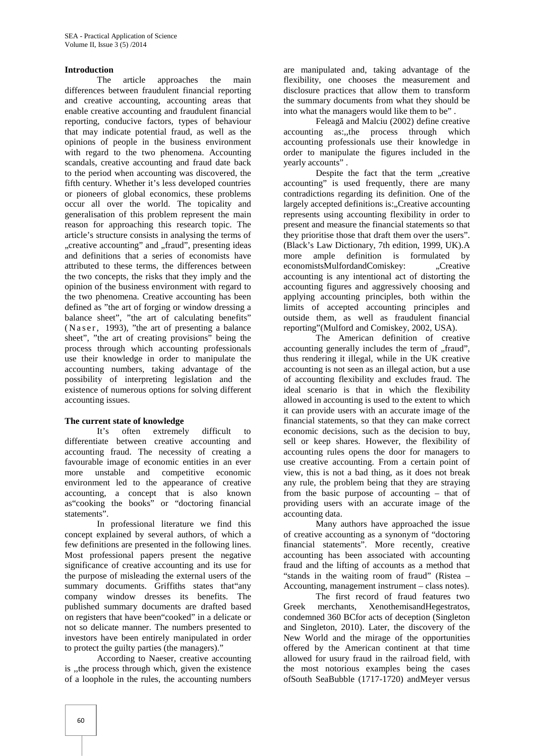## Introduction

The article approaches the main differences between fraudulent financial reporting and creative accounting, accounting areas that enable creative accounting and fraudulent financial reporting, conducive factors, types of behaviour that may indicate potential fraud, as well as the opinions of people in the business environment with regard to the two phenomena. Accounting scandals, creative accounting and fraud date back to the period when accounting was discovered, the fifth century. Whether it's less developed countries or pioneers of global economics, these problems occur all over the world. The topicality and generalisation of this problem represent the main reason for approaching this research topic. The article's structure consists in analysing the terms of „creative accounting" and „fraud", presenting ideas and definitions that a series of economists have attributed to these terms, the differences between the two concepts, the risks that they imply and the opinion of the business environment with regard to the two phenomena. Creative accounting has been defined as "the art of forging or window dressing a balance sheet", "the art of calculating benefits" (Naser, 1993), "the art of presenting a balance sheet", "the art of calculating provisions" being the process through which accounting professionals use their knowledge in order to manipulate the accounting numbers, taking advantage of the possibility of interpreting legislation and the existence of numerous options for solving different accounting issues.

## The current state of knowledge

It's often extremely difficult to differentiate between creative accounting and accounting fraud. The necessity of creating a favourable image of economic entities in an ever more unstable and competitive economic environment led to the appearance of creative accounting, a concept that is also known as"cooking the books" or "doctoring financial statements".

In professional literature we find this concept explained by several authors, of which a few definitions are presented in the following lines. Most professional papers present the negative significance of creative accounting and its use for the purpose of misleading the external users of the summary documents. Griffiths states that"any company window dresses its benefits. The published summary documents are drafted based on registers that have been"cooked" in a delicate or not so delicate manner. The numbers presented to investors have been entirely manipulated in order to protect the guilty parties (the managers)."

According to Naeser, creative accounting is „the process through which, given the existence of a loophole in the rules, the accounting numbers are manipulated and, taking advantage of the flexibility, one chooses the measurement and disclosure practices that allow them to transform the summary documents from what they should be into what the managers would like them to be" .

Feleagă and Malciu (2002) define creative accounting as:„the process through which accounting professionals use their knowledge in order to manipulate the figures included in the yearly accounts" .

Despite the fact that the term „creative accounting" is used frequently, there are many contradictions regarding its definition. One of the largely accepted definitions is:„Creative accounting represents using accounting flexibility in order to present and measure the financial statements so that they prioritise those that draft them over the users". (Black's Law Dictionary, 7th edition, 1999, UK).A more ample definition is formulated by economistsMulfordandComiskey: „Creative accounting is any intentional act of distorting the accounting figures and aggressively choosing and applying accounting principles, both within the limits of accepted accounting principles and outside them, as well as fraudulent financial reporting"(Mulford and Comiskey, 2002, USA).

The American definition of creative accounting generally includes the term of „fraud", thus rendering it illegal, while in the UK creative accounting is not seen as an illegal action, but a use of accounting flexibility and excludes fraud. The ideal scenario is that in which the flexibility allowed in accounting is used to the extent to which it can provide users with an accurate image of the financial statements, so that they can make correct economic decisions, such as the decision to buy, sell or keep shares. However, the flexibility of accounting rules opens the door for managers to use creative accounting. From a certain point of view, this is not a bad thing, as it does not break any rule, the problem being that they are straying from the basic purpose of accounting – that of providing users with an accurate image of the accounting data.

Many authors have approached the issue of creative accounting as a synonym of "doctoring financial statements". More recently, creative accounting has been associated with accounting fraud and the lifting of accounts as a method that "stands in the waiting room of fraud" (Ristea – Accounting, management instrument – class notes).

The first record of fraud features two Greek merchants, XenothemisandHegestratos, condemned 360 BCfor acts of deception (Singleton and Singleton, 2010). Later, the discovery of the New World and the mirage of the opportunities offered by the American continent at that time allowed for usury fraud in the railroad field, with the most notorious examples being the cases ofSouth SeaBubble (1717-1720) andMeyer versus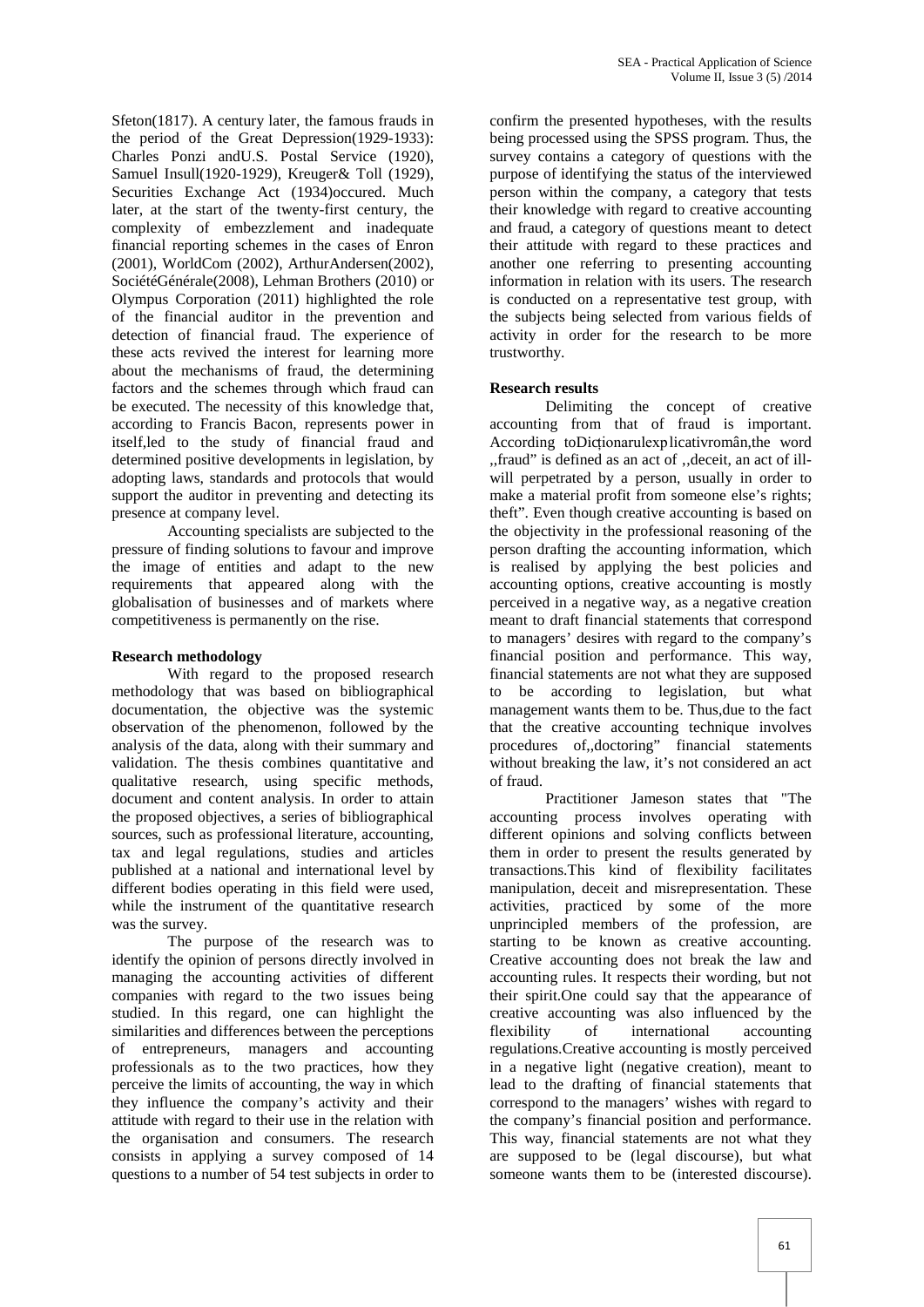Sfeton(1817). A century later, the famous frauds in the period of the Great Depression(1929-1933): Charles Ponzi andU.S. Postal Service (1920), Samuel Insull(1920-1929), Kreuger& Toll (1929), Securities Exchange Act (1934)occured. Much later, at the start of the twenty-first century, the complexity of embezzlement and inadequate financial reporting schemes in the cases of Enron (2001), WorldCom (2002), ArthurAndersen(2002), SociétéGénérale(2008), Lehman Brothers (2010) or Olympus Corporation (2011) highlighted the role of the financial auditor in the prevention and detection of financial fraud. The experience of these acts revived the interest for learning more about the mechanisms of fraud, the determining factors and the schemes through which fraud can be executed. The necessity of this knowledge that, according to Francis Bacon, represents power in itself,led to the study of financial fraud and determined positive developments in legislation, by adopting laws, standards and protocols that would support the auditor in preventing and detecting its presence at company level.

Accounting specialists are subjected to the pressure of finding solutions to favour and improve the image of entities and adapt to the new requirements that appeared along with the globalisation of businesses and of markets where competitiveness is permanently on the rise.

**Research methodology**

With regard to the proposed research methodology that was based on bibliographical documentation, the objective was the systemic observation of the phenomenon, followed by the analysis of the data, along with their summary and validation. The thesis combines quantitative and qualitative research, using specific methods, document and content analysis. In order to attain the proposed objectives, a series of bibliographical sources, such as professional literature, accounting, tax and legal regulations, studies and articles published at a national and international level by different bodies operating in this field were used, while the instrument of the quantitative research was the survey.

The purpose of the research was to identify the opinion of persons directly involved in managing the accounting activities of different companies with regard to the two issues being studied. In this regard, one can highlight the similarities and differences between the perceptions of entrepreneurs, managers and accounting professionals as to the two practices, how they perceive the limits of accounting, the way in which they influence the company's activity and their attitude with regard to their use in the relation with the organisation and consumers. The research consists in applying a survey composed of 14 questions to a number of 54 test subjects in order to confirm the presented hypotheses, with the results being processed using the SPSS program. Thus, the survey contains a category of questions with the purpose of identifying the status of the interviewed person within the company, a category that tests their knowledge with regard to creative accounting and fraud, a category of questions meant to detect their attitude with regard to these practices and another one referring to presenting accounting information in relation with its users. The research is conducted on a representative test group, with the subjects being selected from various fields of activity in order for the research to be more trustworthy.

**Research results**

Delimiting the concept of creative accounting from that of fraud is important. According toDicționarulexplicativromân,the word ,,fraud" is defined as an act of ,,deceit, an act of ill-will perpetrated by a person, usually in order to make a material profit from someone else's rights; theft". Even though creative accounting is based on the objectivity in the professional reasoning of the person drafting the accounting information, which is realised by applying the best policies and accounting options, creative accounting is mostly perceived in a negative way, as a negative creation meant to draft financial statements that correspond to managers' desires with regard to the company's financial position and performance. This way, financial statements are not what they are supposed to be according to legislation, but what management wants them to be. Thus,due to the fact that the creative accounting technique involves procedures of,,doctoring" financial statements without breaking the law, it's not considered an act of fraud.

Practitioner Jameson states that "The accounting process involves operating with different opinions and solving conflicts between them in order to present the results generated by transactions.This kind of flexibility facilitates manipulation, deceit and misrepresentation. These activities, practiced by some of the more unprincipled members of the profession, are starting to be known as creative accounting. Creative accounting does not break the law and accounting rules. It respects their wording, but not their spirit.One could say that the appearance of creative accounting was also influenced by the flexibility of international accounting regulations.Creative accounting is mostly perceived in a negative light (negative creation), meant to lead to the drafting of financial statements that correspond to the managers' wishes with regard to the company's financial position and performance. This way, financial statements are not what they are supposed to be (legal discourse), but what someone wants them to be (interested discourse).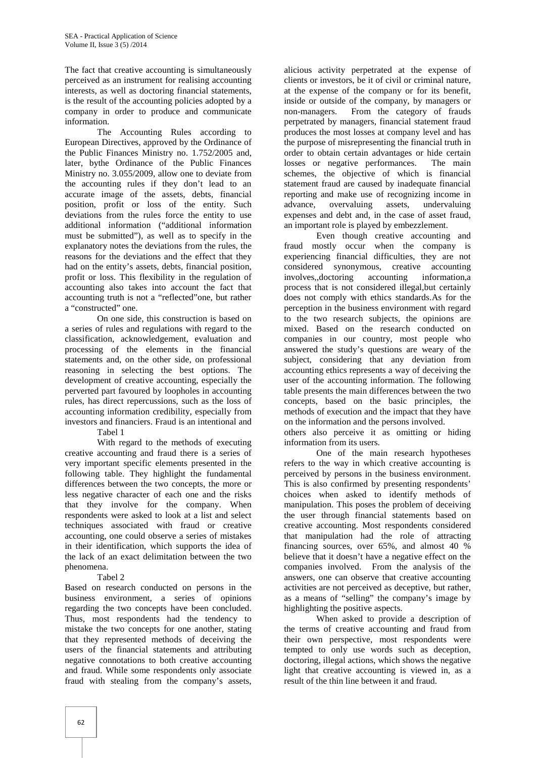The fact that creative accounting is simultaneously perceived as an instrument for realising accounting interests, as well as doctoring financial statements, is the result of the accounting policies adopted by a company in order to produce and communicate information.

The Accounting Rules according to European Directives, approved by the Ordinance of the Public Finances Ministry no. 1.752/2005 and, later, bythe Ordinance of the Public Finances Ministry no. 3.055/2009, allow one to deviate from the accounting rules if they don't lead to an accurate image of the assets, debts, financial position, profit or loss of the entity. Such deviations from the rules force the entity to use additional information ("additional information must be submitted"), as well as to specify in the explanatory notes the deviations from the rules, the reasons for the deviations and the effect that they had on the entity's assets, debts, financial position, profit or loss. This flexibility in the regulation of accounting also takes into account the fact that accounting truth is not a "reflected"one, but rather a "constructed" one.

On one side, this construction is based on a series of rules and regulations with regard to the classification, acknowledgement, evaluation and processing of the elements in the financial statements and, on the other side, on professional reasoning in selecting the best options. The development of creative accounting, especially the perverted part favoured by loopholes in accounting rules, has direct repercussions, such as the loss of accounting information credibility, especially from investors and financiers. Fraud is an intentional and malicious activity perpetrated at the expense of clients or investors, be it of civil or criminal nature, at the expense of the company or for its benefit, inside or outside of the company, by managers or non-managers. From the category of frauds perpetrated by managers, financial statement fraud produces the most losses at company level and has the purpose of misrepresenting the financial truth in order to obtain certain advantages or hide certain losses or negative performances. The main schemes, the objective of which is financial statement fraud are caused by inadequate financial reporting and make use of recognizing income in advance, overvaluing assets, undervaluing expenses and debt and, in the case of asset fraud, an important role is played by embezzlement.

Even though creative accounting and fraud mostly occur when the company is experiencing financial difficulties, they are not considered synonymous, creative accounting involves,,doctoring accounting information,a process that is not considered illegal,but certainly does not comply with ethics standards.As for the perception in the business environment with regard to the two research subjects, the opinions are mixed. Based on the research conducted on companies in our country, most people who answered the study's questions are weary of the subject, considering that any deviation from accounting ethics represents a way of deceiving the user of the accounting information. The following table presents the main differences between the two concepts, based on the basic principles, the methods of execution and the impact that they have on the information and the persons involved.

Tabel 1

With regard to the methods of executing creative accounting and fraud there is a series of very important specific elements presented in the following table. They highlight the fundamental differences between the two concepts, the more or less negative character of each one and the risks that they involve for the company. When respondents were asked to look at a list and select techniques associated with fraud or creative accounting, one could observe a series of mistakes in their identification, which supports the idea of the lack of an exact delimitation between the two phenomena.

Tabel 2

Based on research conducted on persons in the business environment, a series of opinions regarding the two concepts have been concluded. Thus, most respondents had the tendency to mistake the two concepts for one another, stating that they represented methods of deceiving the users of the financial statements and attributing negative connotations to both creative accounting and fraud. While some respondents only associate fraud with stealing from the company's assets, others also perceive it as omitting or hiding information from its users.

One of the main research hypotheses refers to the way in which creative accounting is perceived by persons in the business environment. This is also confirmed by presenting respondents' choices when asked to identify methods of manipulation. This poses the problem of deceiving the user through financial statements based on creative accounting. Most respondents considered that manipulation had the role of attracting financing sources, over 65%, and almost 40 % believe that it doesn't have a negative effect on the companies involved. From the analysis of the answers, one can observe that creative accounting activities are not perceived as deceptive, but rather, as a means of "selling" the company's image by highlighting the positive aspects.

When asked to provide a description of the terms of creative accounting and fraud from their own perspective, most respondents were tempted to only use words such as deception, doctoring, illegal actions, which shows the negative light that creative accounting is viewed in, as a result of the thin line between it and fraud.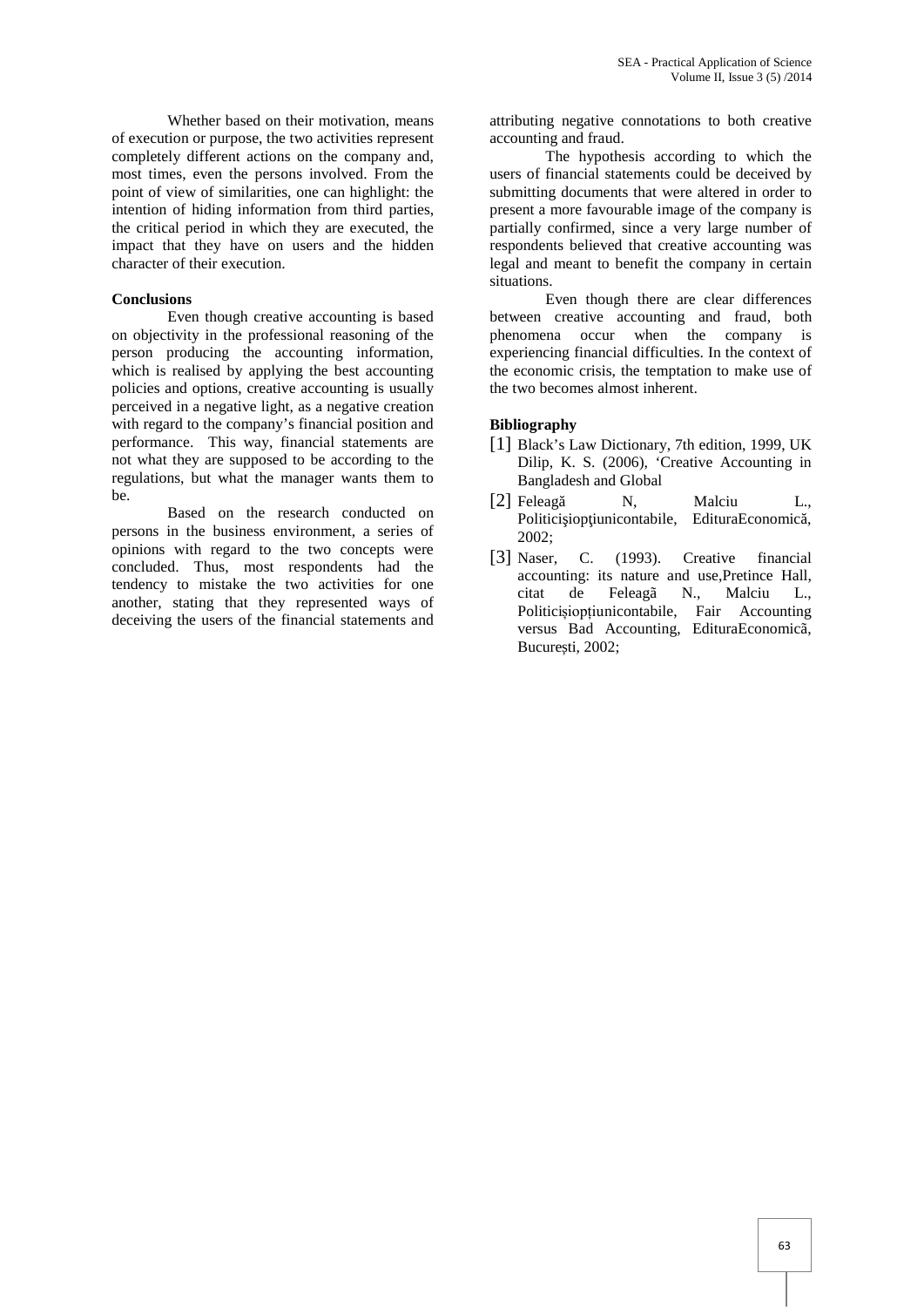Whether based on their motivation, means of execution or purpose, the two activities represent completely different actions on the company and, most times, even the persons involved. From the point of view of similarities, one can highlight: the intention of hiding information from third parties, the critical period in which they are executed, the impact that they have on users and the hidden character of their execution.

## Conclusions

Even though creative accounting is based on objectivity in the professional reasoning of the person producing the accounting information, which is realised by applying the best accounting policies and options, creative accounting is usually perceived in a negative light, as a negative creation with regard to the company's financial position and performance. This way, financial statements are not what they are supposed to be according to the regulations, but what the manager wants them to be.

Based on the research conducted on persons in the business environment, a series of opinions with regard to the two concepts were concluded. Thus, most respondents had the tendency to mistake the two activities for one another, stating that they represented ways of deceiving the users of the financial statements and attributing negative connotations to both creative accounting and fraud.

The hypothesis according to which the users of financial statements could be deceived by submitting documents that were altered in order to present a more favourable image of the company is partially confirmed, since a very large number of respondents believed that creative accounting was legal and meant to benefit the company in certain situations.

Even though there are clear differences between creative accounting and fraud, both phenomena occur when the company is experiencing financial difficulties. In the context of the economic crisis, the temptation to make use of the two becomes almost inherent.

## Bibliography

[1] Black's Law Dictionary, 7th edition, 1999, UK Dilip, K. S. (2006), 'Creative Accounting in Bangladesh and Global

[2] Feleagă N, Malciu L., Politicişiopţiunicontabile, EdituraEconomică, 2002;

[3] Naser, C. (1993). Creative financial accounting: its nature and use,Pretince Hall, citat de Feleagã N., Malciu L., Politicișiopțiunicontabile, Fair Accounting versus Bad Accounting, EdituraEconomică, București, 2002;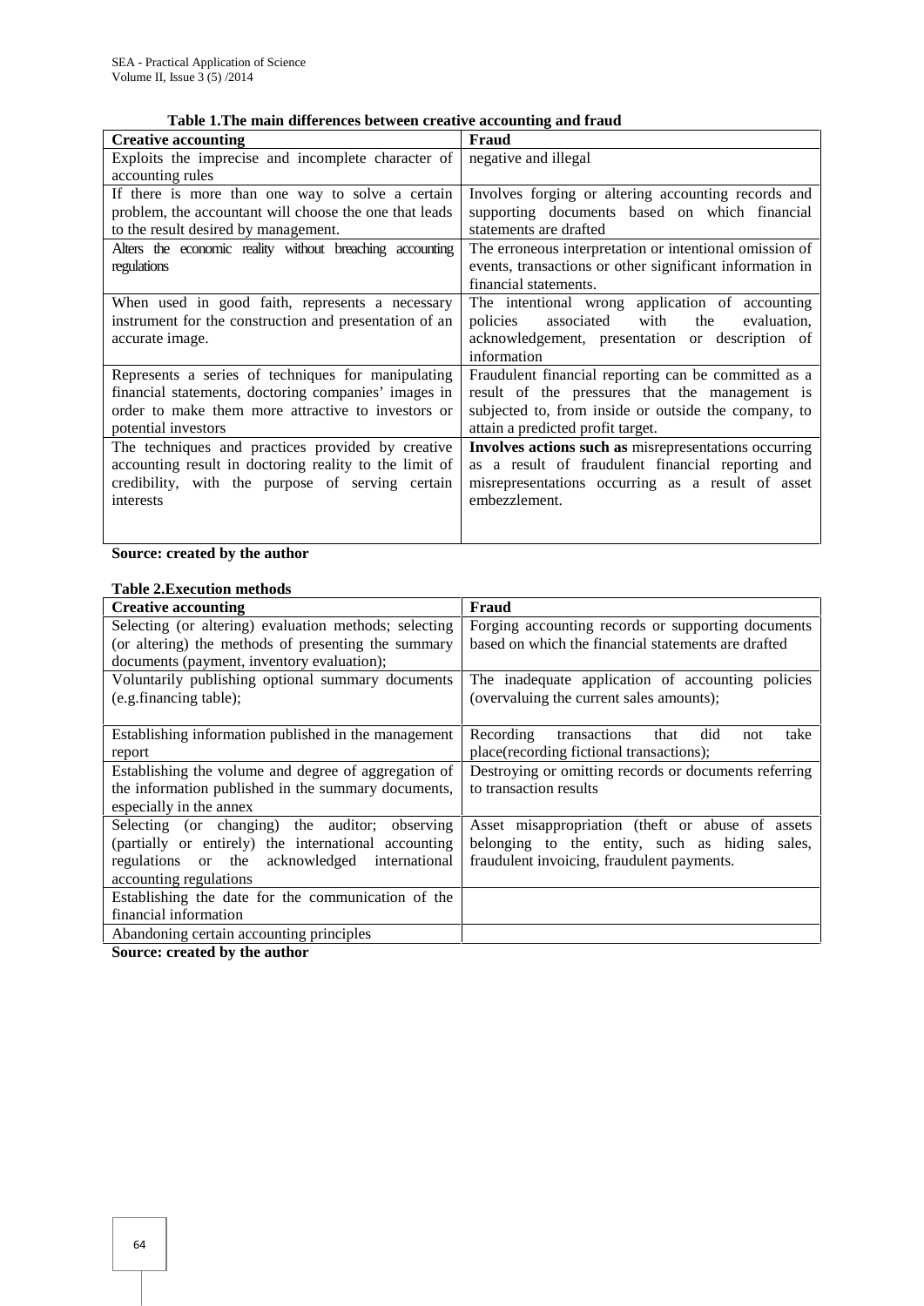**Table 1.The main differences between creative accounting and fraud**

| Creative accounting | Fraud |
|---|---|
| Exploits the imprecise and incomplete character of accounting rules | negative and illegal |
| If there is more than one way to solve a certain problem, the accountant will choose the one that leads to the result desired by management. | Involves forging or altering accounting records and supporting documents based on which financial statements are drafted |
| Alters the economic reality without breaching accounting regulations | The erroneous interpretation or intentional omission of events, transactions or other significant information in financial statements. |
| When used in good faith, represents a necessary instrument for the construction and presentation of an accurate image. | The intentional wrong application of accounting policies associated with the evaluation, acknowledgement, presentation or description of information |
| Represents a series of techniques for manipulating financial statements, doctoring companies' images in order to make them more attractive to investors or potential investors | Fraudulent financial reporting can be committed as a result of the pressures that the management is subjected to, from inside or outside the company, to attain a predicted profit target. |
| The techniques and practices provided by creative accounting result in doctoring reality to the limit of credibility, with the purpose of serving certain interests | **Involves actions such as** misrepresentations occurring as a result of fraudulent financial reporting and misrepresentations occurring as a result of asset embezzlement. |

**Source: created by the author**

**Table 2.Execution methods**

| Creative accounting | Fraud |
|---|---|
| Selecting (or altering) evaluation methods; selecting (or altering) the methods of presenting the summary documents (payment, inventory evaluation); | Forging accounting records or supporting documents based on which the financial statements are drafted |
| Voluntarily publishing optional summary documents (e.g.financing table); | The inadequate application of accounting policies (overvaluing the current sales amounts); |
| Establishing information published in the management report | Recording transactions that did not take place(recording fictional transactions); |
| Establishing the volume and degree of aggregation of the information published in the summary documents, especially in the annex | Destroying or omitting records or documents referring to transaction results |
| Selecting (or changing) the auditor; observing (partially or entirely) the international accounting regulations or the acknowledged international accounting regulations | Asset misappropriation (theft or abuse of assets belonging to the entity, such as hiding sales, fraudulent invoicing, fraudulent payments. |
| Establishing the date for the communication of the financial information | |
| Abandoning certain accounting principles | |

**Source: created by the author**